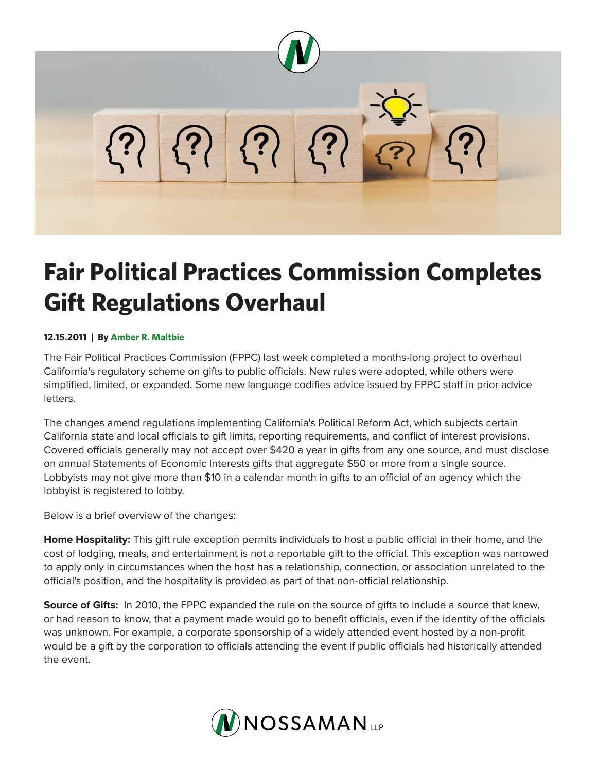# Fair Political Practices Commission Completes Gift Regulations Overhaul

**12.15.2011 | By Amber R. Maltbie**

The Fair Political Practices Commission (FPPC) last week completed a months-long project to overhaul California's regulatory scheme on gifts to public officials. New rules were adopted, while others were simplified, limited, or expanded. Some new language codifies advice issued by FPPC staff in prior advice letters.

The changes amend regulations implementing California's Political Reform Act, which subjects certain California state and local officials to gift limits, reporting requirements, and conflict of interest provisions. Covered officials generally may not accept over $420 a year in gifts from any one source, and must disclose on annual Statements of Economic Interests gifts that aggregate $50 or more from a single source. Lobbyists may not give more than $10 in a calendar month in gifts to an official of an agency which the lobbyist is registered to lobby.

Below is a brief overview of the changes:

**Home Hospitality:** This gift rule exception permits individuals to host a public official in their home, and the cost of lodging, meals, and entertainment is not a reportable gift to the official. This exception was narrowed to apply only in circumstances when the host has a relationship, connection, or association unrelated to the official's position, and the hospitality is provided as part of that non-official relationship.

**Source of Gifts:** In 2010, the FPPC expanded the rule on the source of gifts to include a source that knew, or had reason to know, that a payment made would go to benefit officials, even if the identity of the officials was unknown. For example, a corporate sponsorship of a widely attended event hosted by a non-profit would be a gift by the corporation to officials attending the event if public officials had historically attended the event.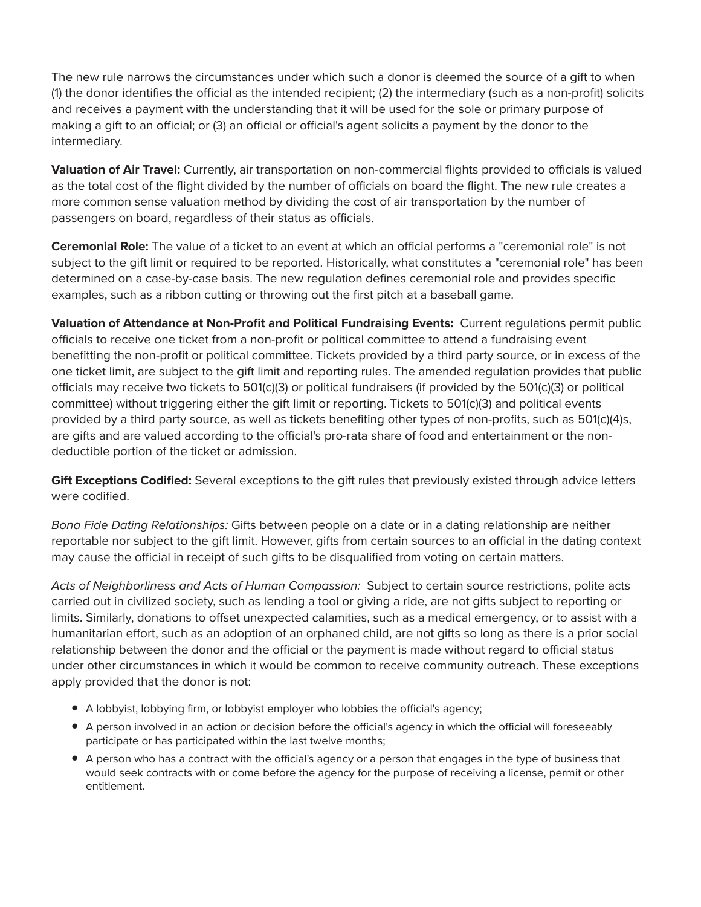The new rule narrows the circumstances under which such a donor is deemed the source of a gift to when (1) the donor identifies the official as the intended recipient; (2) the intermediary (such as a non-profit) solicits and receives a payment with the understanding that it will be used for the sole or primary purpose of making a gift to an official; or (3) an official or official's agent solicits a payment by the donor to the intermediary.

**Valuation of Air Travel:** Currently, air transportation on non-commercial flights provided to officials is valued as the total cost of the flight divided by the number of officials on board the flight. The new rule creates a more common sense valuation method by dividing the cost of air transportation by the number of passengers on board, regardless of their status as officials.

**Ceremonial Role:** The value of a ticket to an event at which an official performs a "ceremonial role" is not subject to the gift limit or required to be reported. Historically, what constitutes a "ceremonial role" has been determined on a case-by-case basis. The new regulation defines ceremonial role and provides specific examples, such as a ribbon cutting or throwing out the first pitch at a baseball game.

**Valuation of Attendance at Non-Profit and Political Fundraising Events:** Current regulations permit public officials to receive one ticket from a non-profit or political committee to attend a fundraising event benefitting the non-profit or political committee. Tickets provided by a third party source, or in excess of the one ticket limit, are subject to the gift limit and reporting rules. The amended regulation provides that public officials may receive two tickets to 501(c)(3) or political fundraisers (if provided by the 501(c)(3) or political committee) without triggering either the gift limit or reporting. Tickets to 501(c)(3) and political events provided by a third party source, as well as tickets benefiting other types of non-profits, such as 501(c)(4)s, are gifts and are valued according to the official's pro-rata share of food and entertainment or the non-deductible portion of the ticket or admission.

**Gift Exceptions Codified:** Several exceptions to the gift rules that previously existed through advice letters were codified.

*Bona Fide Dating Relationships:* Gifts between people on a date or in a dating relationship are neither reportable nor subject to the gift limit. However, gifts from certain sources to an official in the dating context may cause the official in receipt of such gifts to be disqualified from voting on certain matters.

*Acts of Neighborliness and Acts of Human Compassion:* Subject to certain source restrictions, polite acts carried out in civilized society, such as lending a tool or giving a ride, are not gifts subject to reporting or limits. Similarly, donations to offset unexpected calamities, such as a medical emergency, or to assist with a humanitarian effort, such as an adoption of an orphaned child, are not gifts so long as there is a prior social relationship between the donor and the official or the payment is made without regard to official status under other circumstances in which it would be common to receive community outreach. These exceptions apply provided that the donor is not:

- A lobbyist, lobbying firm, or lobbyist employer who lobbies the official's agency;
- A person involved in an action or decision before the official's agency in which the official will foreseeably participate or has participated within the last twelve months;
- A person who has a contract with the official's agency or a person that engages in the type of business that would seek contracts with or come before the agency for the purpose of receiving a license, permit or other entitlement.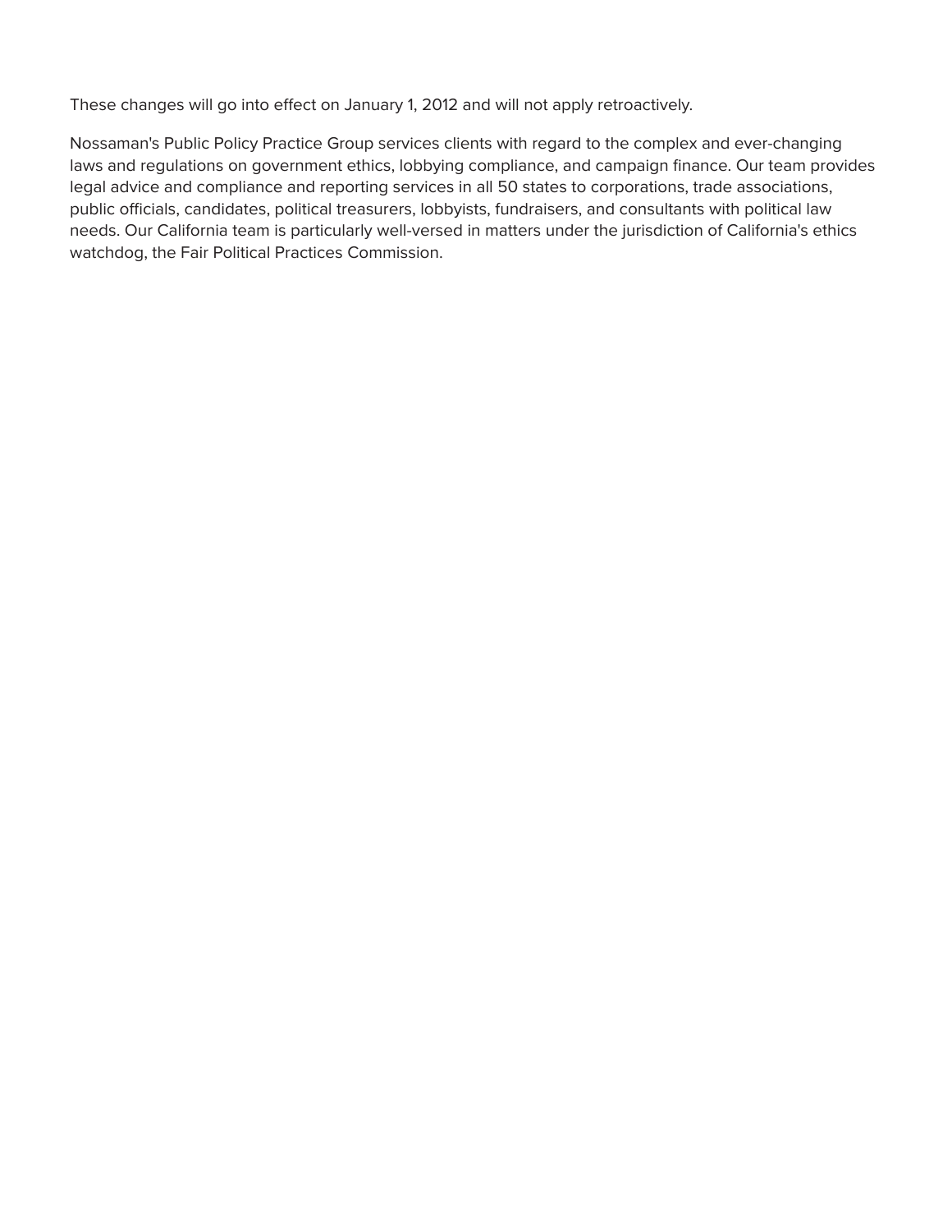These changes will go into effect on January 1, 2012 and will not apply retroactively.

Nossaman's Public Policy Practice Group services clients with regard to the complex and ever-changing laws and regulations on government ethics, lobbying compliance, and campaign finance. Our team provides legal advice and compliance and reporting services in all 50 states to corporations, trade associations, public officials, candidates, political treasurers, lobbyists, fundraisers, and consultants with political law needs. Our California team is particularly well-versed in matters under the jurisdiction of California's ethics watchdog, the Fair Political Practices Commission.